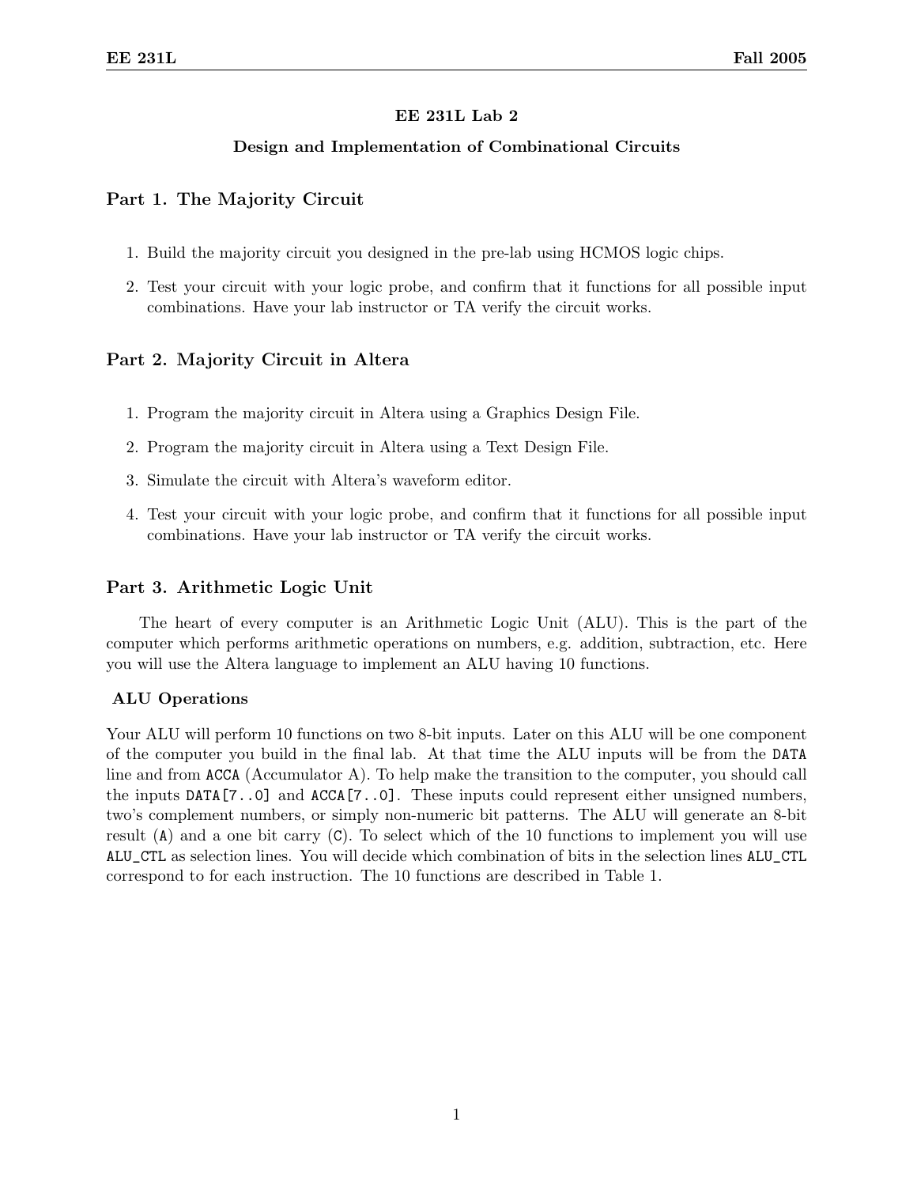# EE 231L Lab 2

## Design and Implementation of Combinational Circuits

## Part 1. The Majority Circuit

1. Build the majority circuit you designed in the pre-lab using HCMOS logic chips.
2. Test your circuit with your logic probe, and confirm that it functions for all possible input combinations. Have your lab instructor or TA verify the circuit works.

## Part 2. Majority Circuit in Altera

1. Program the majority circuit in Altera using a Graphics Design File.
2. Program the majority circuit in Altera using a Text Design File.
3. Simulate the circuit with Altera's waveform editor.
4. Test your circuit with your logic probe, and confirm that it functions for all possible input combinations. Have your lab instructor or TA verify the circuit works.

## Part 3. Arithmetic Logic Unit

The heart of every computer is an Arithmetic Logic Unit (ALU). This is the part of the computer which performs arithmetic operations on numbers, e.g. addition, subtraction, etc. Here you will use the Altera language to implement an ALU having 10 functions.

### ALU Operations

Your ALU will perform 10 functions on two 8-bit inputs. Later on this ALU will be one component of the computer you build in the final lab. At that time the ALU inputs will be from the `DATA` line and from `ACCA` (Accumulator A). To help make the transition to the computer, you should call the inputs `DATA[7..0]` and `ACCA[7..0]`. These inputs could represent either unsigned numbers, two's complement numbers, or simply non-numeric bit patterns. The ALU will generate an 8-bit result (`A`) and a one bit carry (`C`). To select which of the 10 functions to implement you will use `ALU_CTL` as selection lines. You will decide which combination of bits in the selection lines `ALU_CTL` correspond to for each instruction. The 10 functions are described in Table 1.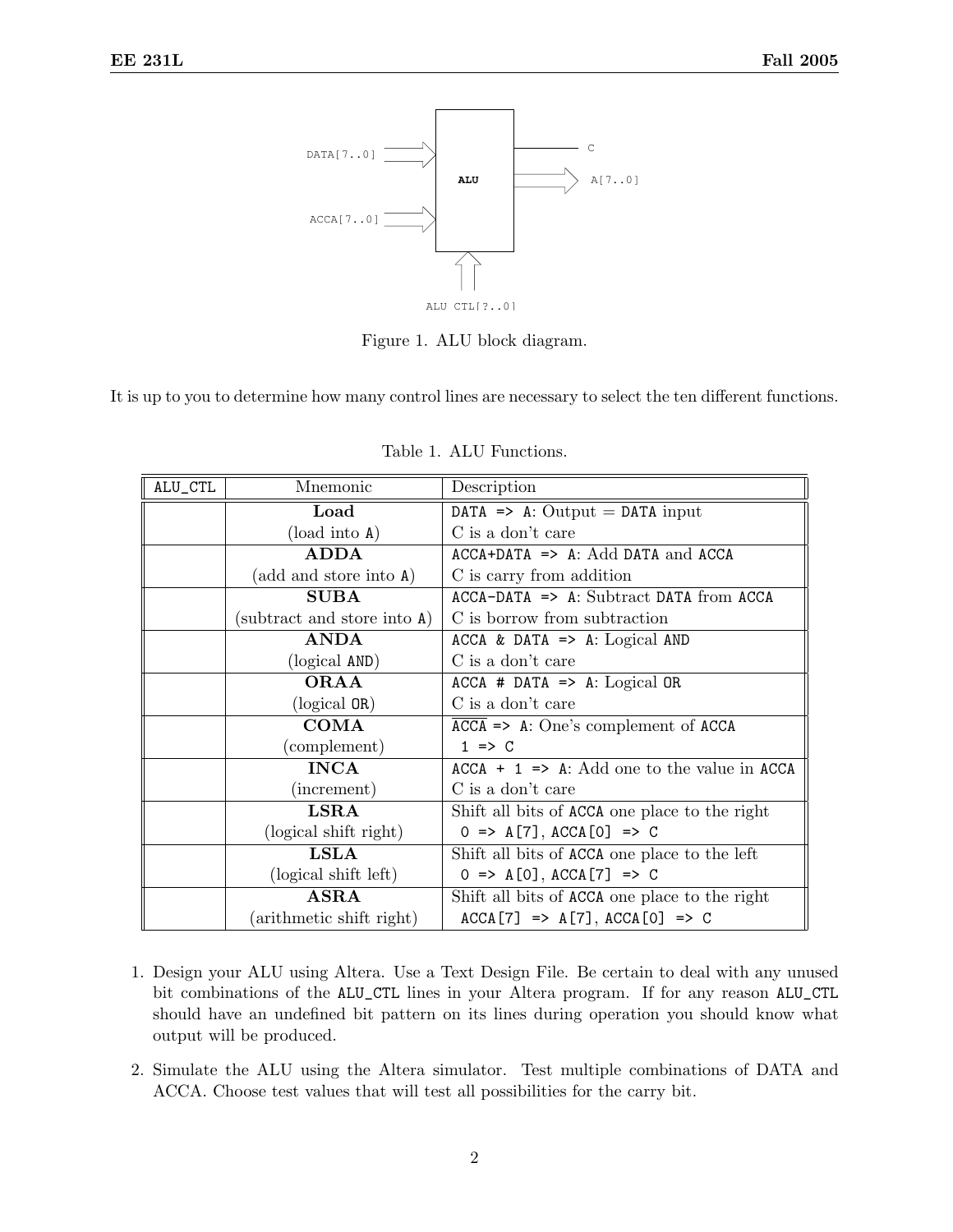DATA[7..0]

ACCA[7..0]

ALU

C

A[7..0]

ALU CTL[?..0]

Figure 1. ALU block diagram.

It is up to you to determine how many control lines are necessary to select the ten different functions.

Table 1. ALU Functions.

| ALU_CTL | Mnemonic | Description |
| --- | --- | --- |
| | **Load** (load into A) | DATA => A: Output = DATA input C is a don't care |
| | **ADDA** (add and store into A) | ACCA+DATA => A: Add DATA and ACCA C is carry from addition |
| | **SUBA** (subtract and store into A) | ACCA-DATA => A: Subtract DATA from ACCA C is borrow from subtraction |
| | **ANDA** (logical AND) | ACCA & DATA => A: Logical AND C is a don't care |
| | **ORAA** (logical OR) | ACCA # DATA => A: Logical OR C is a don't care |
| | **COMA** (complement) | $\overline{\text{ACCA}}$ => A: One's complement of ACCA 1 => C |
| | **INCA** (increment) | ACCA + 1 => A: Add one to the value in ACCA C is a don't care |
| | **LSRA** (logical shift right) | Shift all bits of ACCA one place to the right 0 => A[7], ACCA[0] => C |
| | **LSLA** (logical shift left) | Shift all bits of ACCA one place to the left 0 => A[0], ACCA[7] => C |
| | **ASRA** (arithmetic shift right) | Shift all bits of ACCA one place to the right ACCA[7] => A[7], ACCA[0] => C |

1. Design your ALU using Altera. Use a Text Design File. Be certain to deal with any unused bit combinations of the ALU_CTL lines in your Altera program. If for any reason ALU_CTL should have an undefined bit pattern on its lines during operation you should know what output will be produced.

2. Simulate the ALU using the Altera simulator. Test multiple combinations of DATA and ACCA. Choose test values that will test all possibilities for the carry bit.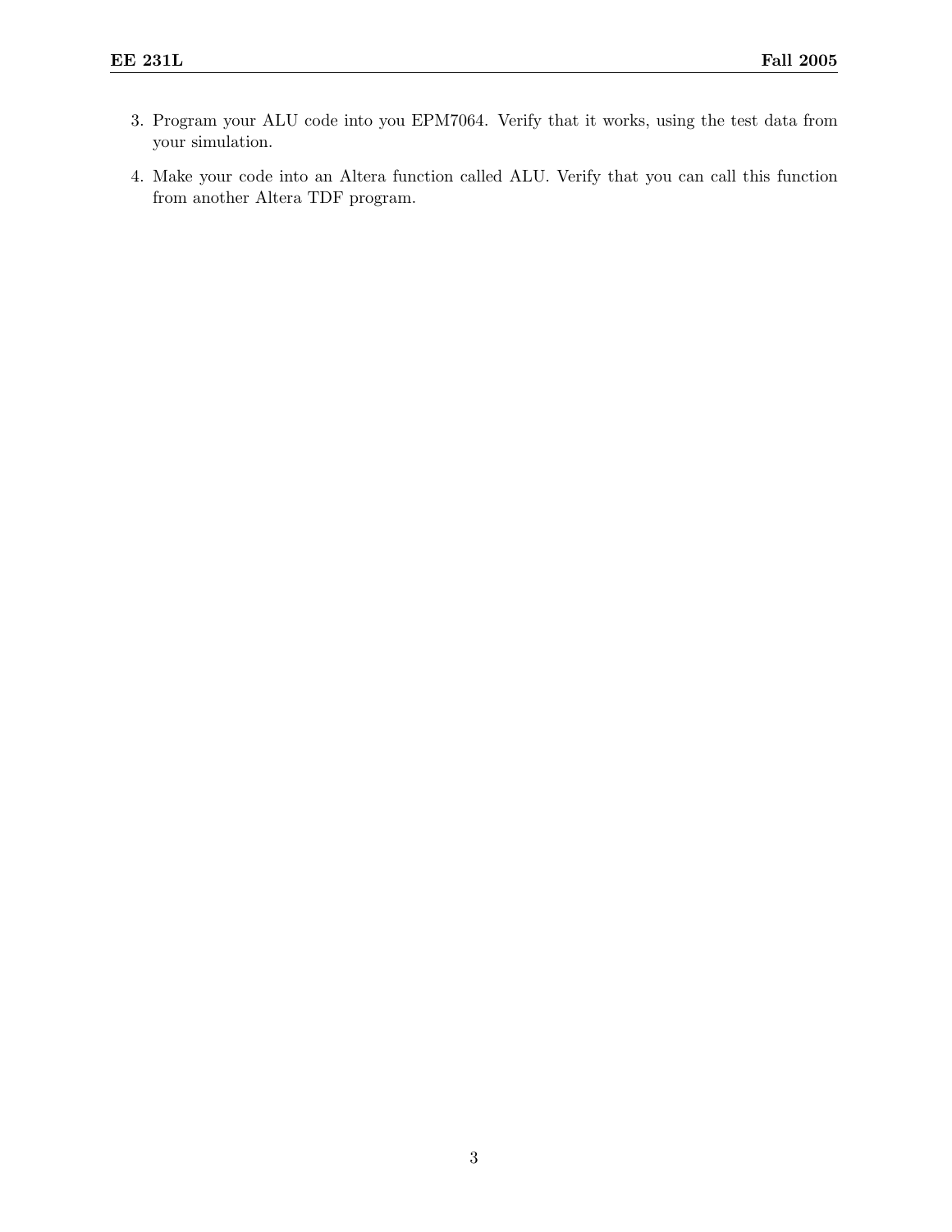3. Program your ALU code into you EPM7064. Verify that it works, using the test data from your simulation.

4. Make your code into an Altera function called ALU. Verify that you can call this function from another Altera TDF program.